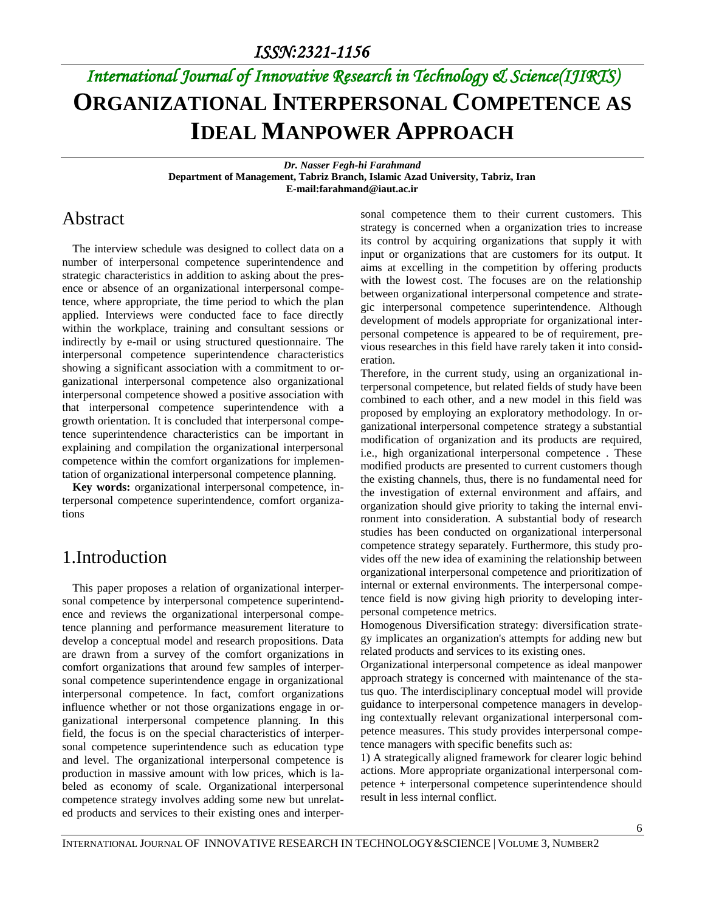# International Journal of Innovative Research in Technology & Science(IJIRTS)

# ORGANIZATIONAL INTERPERSONAL COMPETENCE AS IDEAL MANPOWER APPROACH

***Dr. Nasser Fegh-hi Farahmand***
**Department of Management, Tabriz Branch, Islamic Azad University, Tabriz, Iran**
**E-mail:farahmand@iaut.ac.ir**

## Abstract

The interview schedule was designed to collect data on a number of interpersonal competence superintendence and strategic characteristics in addition to asking about the presence or absence of an organizational interpersonal competence, where appropriate, the time period to which the plan applied. Interviews were conducted face to face directly within the workplace, training and consultant sessions or indirectly by e-mail or using structured questionnaire. The interpersonal competence superintendence characteristics showing a significant association with a commitment to organizational interpersonal competence also organizational interpersonal competence showed a positive association with that interpersonal competence superintendence with a growth orientation. It is concluded that interpersonal competence superintendence characteristics can be important in explaining and compilation the organizational interpersonal competence within the comfort organizations for implementation of organizational interpersonal competence planning.

**Key words:** organizational interpersonal competence, interpersonal competence superintendence, comfort organizations

## 1.Introduction

This paper proposes a relation of organizational interpersonal competence by interpersonal competence superintendence and reviews the organizational interpersonal competence planning and performance measurement literature to develop a conceptual model and research propositions. Data are drawn from a survey of the comfort organizations in comfort organizations that around few samples of interpersonal competence superintendence engage in organizational interpersonal competence. In fact, comfort organizations influence whether or not those organizations engage in organizational interpersonal competence planning. In this field, the focus is on the special characteristics of interpersonal competence superintendence such as education type and level. The organizational interpersonal competence is production in massive amount with low prices, which is labeled as economy of scale. Organizational interpersonal competence strategy involves adding some new but unrelated products and services to their existing ones and interpersonal competence them to their current customers. This strategy is concerned when a organization tries to increase its control by acquiring organizations that supply it with input or organizations that are customers for its output. It aims at excelling in the competition by offering products with the lowest cost. The focuses are on the relationship between organizational interpersonal competence and strategic interpersonal competence superintendence. Although development of models appropriate for organizational interpersonal competence is appeared to be of requirement, previous researches in this field have rarely taken it into consideration.

Therefore, in the current study, using an organizational interpersonal competence, but related fields of study have been combined to each other, and a new model in this field was proposed by employing an exploratory methodology. In organizational interpersonal competence strategy a substantial modification of organization and its products are required, i.e., high organizational interpersonal competence . These modified products are presented to current customers though the existing channels, thus, there is no fundamental need for the investigation of external environment and affairs, and organization should give priority to taking the internal environment into consideration. A substantial body of research studies has been conducted on organizational interpersonal competence strategy separately. Furthermore, this study provides off the new idea of examining the relationship between organizational interpersonal competence and prioritization of internal or external environments. The interpersonal competence field is now giving high priority to developing interpersonal competence metrics.

Homogenous Diversification strategy: diversification strategy implicates an organization's attempts for adding new but related products and services to its existing ones.

Organizational interpersonal competence as ideal manpower approach strategy is concerned with maintenance of the status quo. The interdisciplinary conceptual model will provide guidance to interpersonal competence managers in developing contextually relevant organizational interpersonal competence measures. This study provides interpersonal competence managers with specific benefits such as:

1) A strategically aligned framework for clearer logic behind actions. More appropriate organizational interpersonal competence + interpersonal competence superintendence should result in less internal conflict.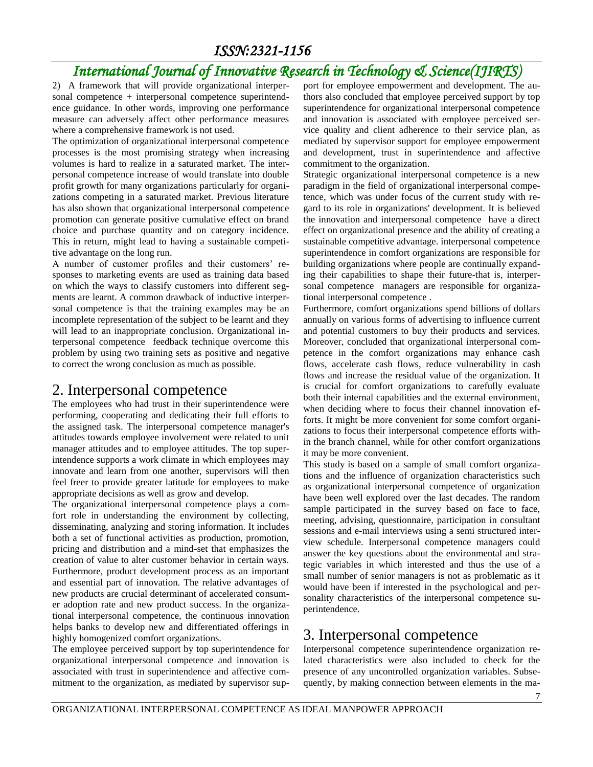2) A framework that will provide organizational interpersonal competence + interpersonal competence superintendence guidance. In other words, improving one performance measure can adversely affect other performance measures where a comprehensive framework is not used.

The optimization of organizational interpersonal competence processes is the most promising strategy when increasing volumes is hard to realize in a saturated market. The interpersonal competence increase of would translate into double profit growth for many organizations particularly for organizations competing in a saturated market. Previous literature has also shown that organizational interpersonal competence promotion can generate positive cumulative effect on brand choice and purchase quantity and on category incidence. This in return, might lead to having a sustainable competitive advantage on the long run.

A number of customer profiles and their customers' responses to marketing events are used as training data based on which the ways to classify customers into different segments are learnt. A common drawback of inductive interpersonal competence is that the training examples may be an incomplete representation of the subject to be learnt and they will lead to an inappropriate conclusion. Organizational interpersonal competence feedback technique overcome this problem by using two training sets as positive and negative to correct the wrong conclusion as much as possible.

## 2. Interpersonal competence

The employees who had trust in their superintendence were performing, cooperating and dedicating their full efforts to the assigned task. The interpersonal competence manager's attitudes towards employee involvement were related to unit manager attitudes and to employee attitudes. The top superintendence supports a work climate in which employees may innovate and learn from one another, supervisors will then feel freer to provide greater latitude for employees to make appropriate decisions as well as grow and develop.

The organizational interpersonal competence plays a comfort role in understanding the environment by collecting, disseminating, analyzing and storing information. It includes both a set of functional activities as production, promotion, pricing and distribution and a mind-set that emphasizes the creation of value to alter customer behavior in certain ways. Furthermore, product development process as an important and essential part of innovation. The relative advantages of new products are crucial determinant of accelerated consumer adoption rate and new product success. In the organizational interpersonal competence, the continuous innovation helps banks to develop new and differentiated offerings in highly homogenized comfort organizations.

The employee perceived support by top superintendence for organizational interpersonal competence and innovation is associated with trust in superintendence and affective commitment to the organization, as mediated by supervisor support for employee empowerment and development. The authors also concluded that employee perceived support by top superintendence for organizational interpersonal competence and innovation is associated with employee perceived service quality and client adherence to their service plan, as mediated by supervisor support for employee empowerment and development, trust in superintendence and affective commitment to the organization.

Strategic organizational interpersonal competence is a new paradigm in the field of organizational interpersonal competence, which was under focus of the current study with regard to its role in organizations' development. It is believed the innovation and interpersonal competence have a direct effect on organizational presence and the ability of creating a sustainable competitive advantage. interpersonal competence superintendence in comfort organizations are responsible for building organizations where people are continually expanding their capabilities to shape their future-that is, interpersonal competence managers are responsible for organizational interpersonal competence .

Furthermore, comfort organizations spend billions of dollars annually on various forms of advertising to influence current and potential customers to buy their products and services. Moreover, concluded that organizational interpersonal competence in the comfort organizations may enhance cash flows, accelerate cash flows, reduce vulnerability in cash flows and increase the residual value of the organization. It is crucial for comfort organizations to carefully evaluate both their internal capabilities and the external environment, when deciding where to focus their channel innovation efforts. It might be more convenient for some comfort organizations to focus their interpersonal competence efforts within the branch channel, while for other comfort organizations it may be more convenient.

This study is based on a sample of small comfort organizations and the influence of organization characteristics such as organizational interpersonal competence of organization have been well explored over the last decades. The random sample participated in the survey based on face to face, meeting, advising, questionnaire, participation in consultant sessions and e-mail interviews using a semi structured interview schedule. Interpersonal competence managers could answer the key questions about the environmental and strategic variables in which interested and thus the use of a small number of senior managers is not as problematic as it would have been if interested in the psychological and personality characteristics of the interpersonal competence superintendence.

## 3. Interpersonal competence

Interpersonal competence superintendence organization related characteristics were also included to check for the presence of any uncontrolled organization variables. Subsequently, by making connection between elements in the ma-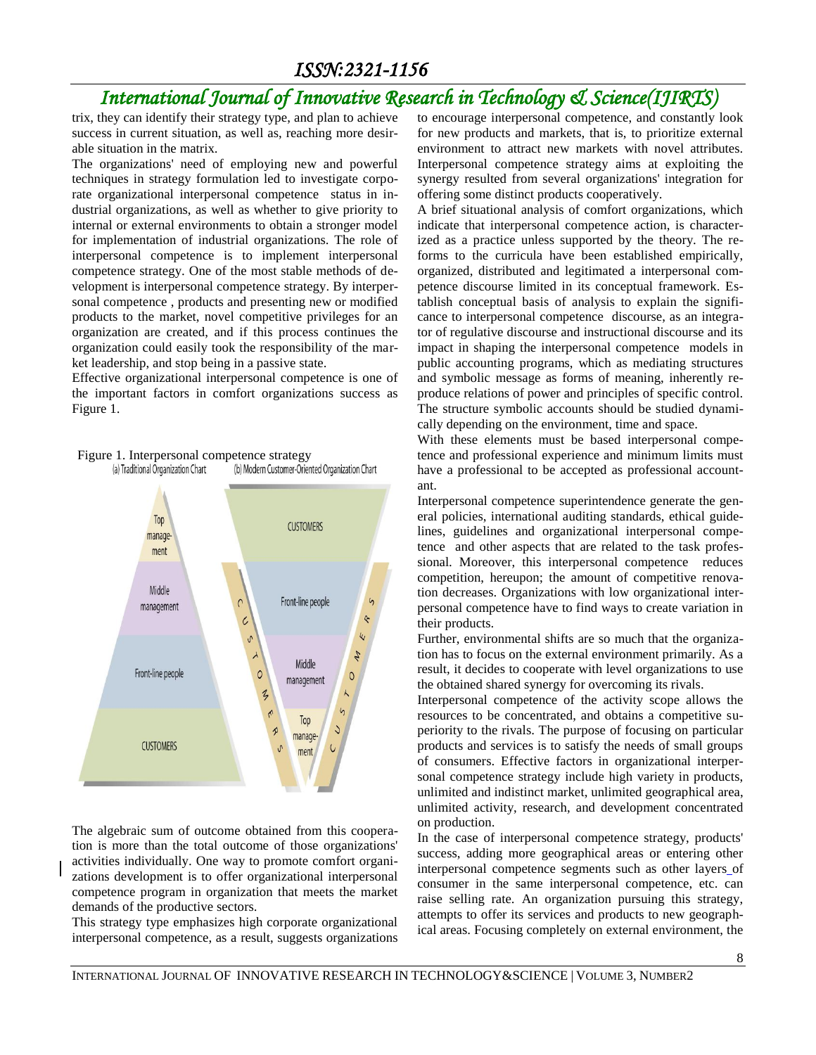trix, they can identify their strategy type, and plan to achieve success in current situation, as well as, reaching more desirable situation in the matrix.

The organizations' need of employing new and powerful techniques in strategy formulation led to investigate corporate organizational interpersonal competence status in industrial organizations, as well as whether to give priority to internal or external environments to obtain a stronger model for implementation of industrial organizations. The role of interpersonal competence is to implement interpersonal competence strategy. One of the most stable methods of development is interpersonal competence strategy. By interpersonal competence , products and presenting new or modified products to the market, novel competitive privileges for an organization are created, and if this process continues the organization could easily took the responsibility of the market leadership, and stop being in a passive state.

Effective organizational interpersonal competence is one of the important factors in comfort organizations success as Figure 1.

Figure 1. Interpersonal competence strategy

The algebraic sum of outcome obtained from this cooperation is more than the total outcome of those organizations' activities individually. One way to promote comfort organizations development is to offer organizational interpersonal competence program in organization that meets the market demands of the productive sectors.

This strategy type emphasizes high corporate organizational interpersonal competence, as a result, suggests organizations to encourage interpersonal competence, and constantly look for new products and markets, that is, to prioritize external environment to attract new markets with novel attributes. Interpersonal competence strategy aims at exploiting the synergy resulted from several organizations' integration for offering some distinct products cooperatively.

A brief situational analysis of comfort organizations, which indicate that interpersonal competence action, is characterized as a practice unless supported by the theory. The reforms to the curricula have been established empirically, organized, distributed and legitimated a interpersonal competence discourse limited in its conceptual framework. Establish conceptual basis of analysis to explain the significance to interpersonal competence discourse, as an integrator of regulative discourse and instructional discourse and its impact in shaping the interpersonal competence models in public accounting programs, which as mediating structures and symbolic message as forms of meaning, inherently reproduce relations of power and principles of specific control. The structure symbolic accounts should be studied dynamically depending on the environment, time and space.

With these elements must be based interpersonal competence and professional experience and minimum limits must have a professional to be accepted as professional accountant.

Interpersonal competence superintendence generate the general policies, international auditing standards, ethical guidelines, guidelines and organizational interpersonal competence and other aspects that are related to the task professional. Moreover, this interpersonal competence reduces competition, hereupon; the amount of competitive renovation decreases. Organizations with low organizational interpersonal competence have to find ways to create variation in their products.

Further, environmental shifts are so much that the organization has to focus on the external environment primarily. As a result, it decides to cooperate with level organizations to use the obtained shared synergy for overcoming its rivals.

Interpersonal competence of the activity scope allows the resources to be concentrated, and obtains a competitive superiority to the rivals. The purpose of focusing on particular products and services is to satisfy the needs of small groups of consumers. Effective factors in organizational interpersonal competence strategy include high variety in products, unlimited and indistinct market, unlimited geographical area, unlimited activity, research, and development concentrated on production.

In the case of interpersonal competence strategy, products' success, adding more geographical areas or entering other interpersonal competence segments such as other layers of consumer in the same interpersonal competence, etc. can raise selling rate. An organization pursuing this strategy, attempts to offer its services and products to new geographical areas. Focusing completely on external environment, the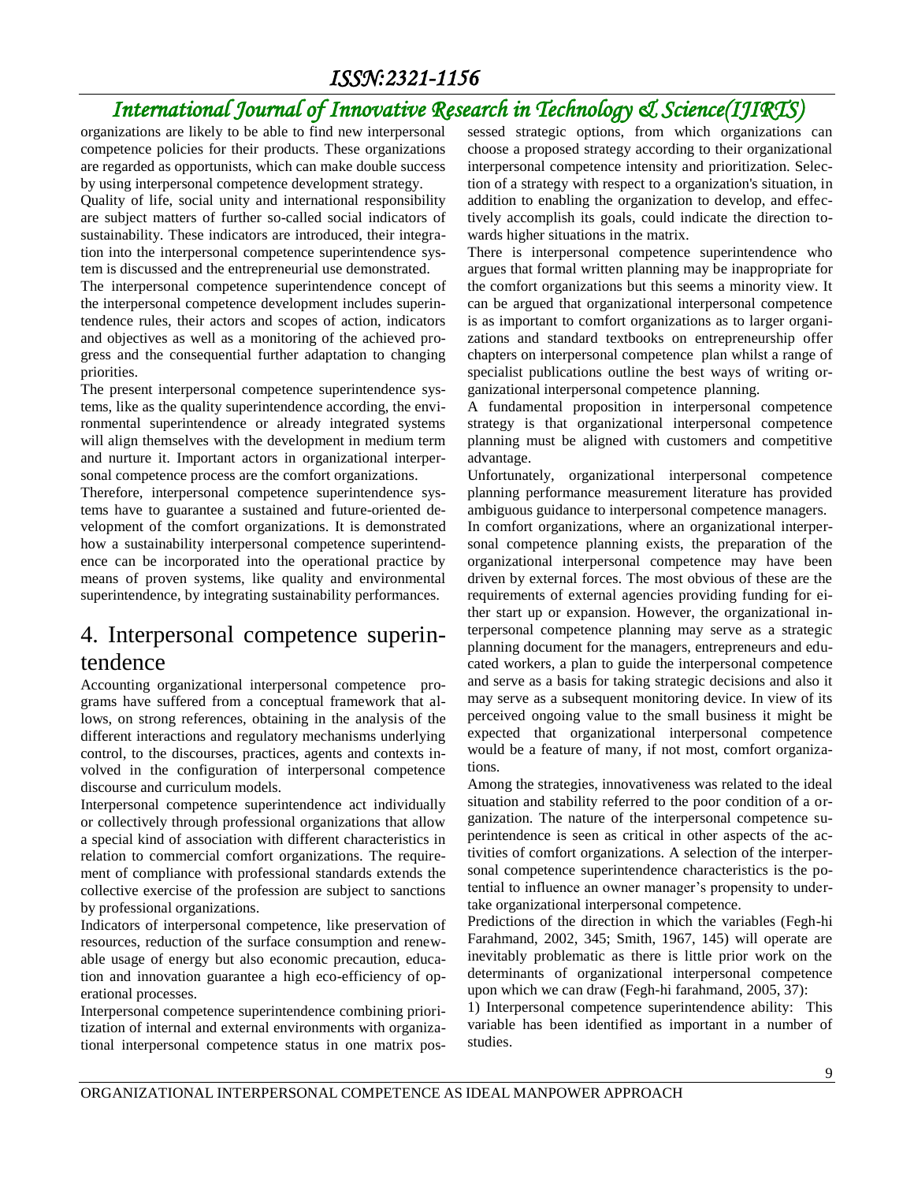organizations are likely to be able to find new interpersonal competence policies for their products. These organizations are regarded as opportunists, which can make double success by using interpersonal competence development strategy.

Quality of life, social unity and international responsibility are subject matters of further so-called social indicators of sustainability. These indicators are introduced, their integration into the interpersonal competence superintendence system is discussed and the entrepreneurial use demonstrated.

The interpersonal competence superintendence concept of the interpersonal competence development includes superintendence rules, their actors and scopes of action, indicators and objectives as well as a monitoring of the achieved progress and the consequential further adaptation to changing priorities.

The present interpersonal competence superintendence systems, like as the quality superintendence according, the environmental superintendence or already integrated systems will align themselves with the development in medium term and nurture it. Important actors in organizational interpersonal competence process are the comfort organizations.

Therefore, interpersonal competence superintendence systems have to guarantee a sustained and future-oriented development of the comfort organizations. It is demonstrated how a sustainability interpersonal competence superintendence can be incorporated into the operational practice by means of proven systems, like quality and environmental superintendence, by integrating sustainability performances.

# 4. Interpersonal competence superintendence

Accounting organizational interpersonal competence programs have suffered from a conceptual framework that allows, on strong references, obtaining in the analysis of the different interactions and regulatory mechanisms underlying control, to the discourses, practices, agents and contexts involved in the configuration of interpersonal competence discourse and curriculum models.

Interpersonal competence superintendence act individually or collectively through professional organizations that allow a special kind of association with different characteristics in relation to commercial comfort organizations. The requirement of compliance with professional standards extends the collective exercise of the profession are subject to sanctions by professional organizations.

Indicators of interpersonal competence, like preservation of resources, reduction of the surface consumption and renewable usage of energy but also economic precaution, education and innovation guarantee a high eco-efficiency of operational processes.

Interpersonal competence superintendence combining prioritization of internal and external environments with organizational interpersonal competence status in one matrix possessed strategic options, from which organizations can choose a proposed strategy according to their organizational interpersonal competence intensity and prioritization. Selection of a strategy with respect to a organization's situation, in addition to enabling the organization to develop, and effectively accomplish its goals, could indicate the direction towards higher situations in the matrix.

There is interpersonal competence superintendence who argues that formal written planning may be inappropriate for the comfort organizations but this seems a minority view. It can be argued that organizational interpersonal competence is as important to comfort organizations as to larger organizations and standard textbooks on entrepreneurship offer chapters on interpersonal competence plan whilst a range of specialist publications outline the best ways of writing organizational interpersonal competence planning.

A fundamental proposition in interpersonal competence strategy is that organizational interpersonal competence planning must be aligned with customers and competitive advantage.

Unfortunately, organizational interpersonal competence planning performance measurement literature has provided ambiguous guidance to interpersonal competence managers.

In comfort organizations, where an organizational interpersonal competence planning exists, the preparation of the organizational interpersonal competence may have been driven by external forces. The most obvious of these are the requirements of external agencies providing funding for either start up or expansion. However, the organizational interpersonal competence planning may serve as a strategic planning document for the managers, entrepreneurs and educated workers, a plan to guide the interpersonal competence and serve as a basis for taking strategic decisions and also it may serve as a subsequent monitoring device. In view of its perceived ongoing value to the small business it might be expected that organizational interpersonal competence would be a feature of many, if not most, comfort organizations.

Among the strategies, innovativeness was related to the ideal situation and stability referred to the poor condition of a organization. The nature of the interpersonal competence superintendence is seen as critical in other aspects of the activities of comfort organizations. A selection of the interpersonal competence superintendence characteristics is the potential to influence an owner manager's propensity to undertake organizational interpersonal competence.

Predictions of the direction in which the variables (Fegh-hi Farahmand, 2002, 345; Smith, 1967, 145) will operate are inevitably problematic as there is little prior work on the determinants of organizational interpersonal competence upon which we can draw (Fegh-hi farahmand, 2005, 37):

1) Interpersonal competence superintendence ability: This variable has been identified as important in a number of studies.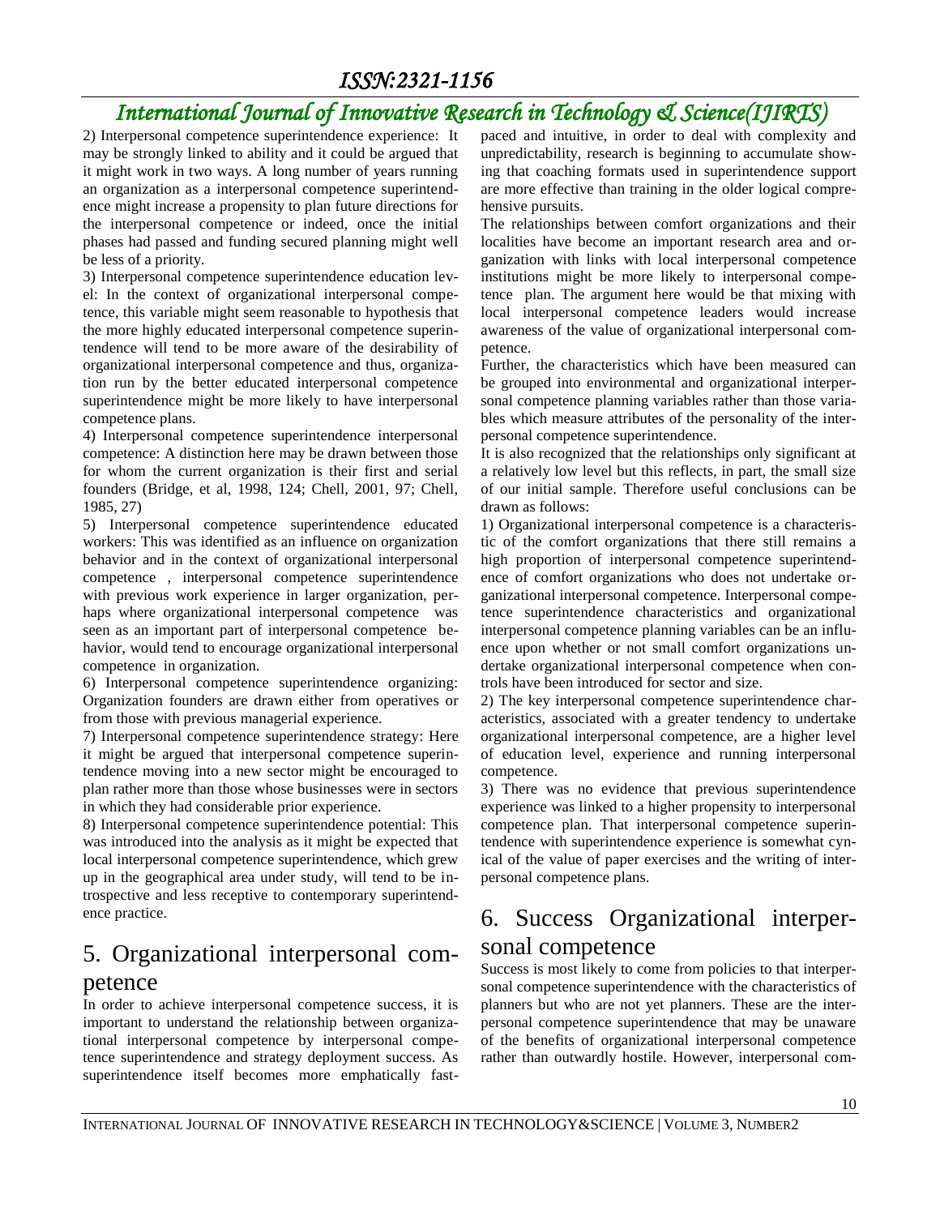2) Interpersonal competence superintendence experience: It may be strongly linked to ability and it could be argued that it might work in two ways. A long number of years running an organization as a interpersonal competence superintendence might increase a propensity to plan future directions for the interpersonal competence or indeed, once the initial phases had passed and funding secured planning might well be less of a priority.

3) Interpersonal competence superintendence education level: In the context of organizational interpersonal competence, this variable might seem reasonable to hypothesis that the more highly educated interpersonal competence superintendence will tend to be more aware of the desirability of organizational interpersonal competence and thus, organization run by the better educated interpersonal competence superintendence might be more likely to have interpersonal competence plans.

4) Interpersonal competence superintendence interpersonal competence: A distinction here may be drawn between those for whom the current organization is their first and serial founders (Bridge, et al, 1998, 124; Chell, 2001, 97; Chell, 1985, 27)

5) Interpersonal competence superintendence educated workers: This was identified as an influence on organization behavior and in the context of organizational interpersonal competence , interpersonal competence superintendence with previous work experience in larger organization, perhaps where organizational interpersonal competence was seen as an important part of interpersonal competence behavior, would tend to encourage organizational interpersonal competence in organization.

6) Interpersonal competence superintendence organizing: Organization founders are drawn either from operatives or from those with previous managerial experience.

7) Interpersonal competence superintendence strategy: Here it might be argued that interpersonal competence superintendence moving into a new sector might be encouraged to plan rather more than those whose businesses were in sectors in which they had considerable prior experience.

8) Interpersonal competence superintendence potential: This was introduced into the analysis as it might be expected that local interpersonal competence superintendence, which grew up in the geographical area under study, will tend to be introspective and less receptive to contemporary superintendence practice.

# 5. Organizational interpersonal competence

In order to achieve interpersonal competence success, it is important to understand the relationship between organizational interpersonal competence by interpersonal competence superintendence and strategy deployment success. As superintendence itself becomes more emphatically fast-paced and intuitive, in order to deal with complexity and unpredictability, research is beginning to accumulate showing that coaching formats used in superintendence support are more effective than training in the older logical comprehensive pursuits.

The relationships between comfort organizations and their localities have become an important research area and organization with links with local interpersonal competence institutions might be more likely to interpersonal competence plan. The argument here would be that mixing with local interpersonal competence leaders would increase awareness of the value of organizational interpersonal competence.

Further, the characteristics which have been measured can be grouped into environmental and organizational interpersonal competence planning variables rather than those variables which measure attributes of the personality of the interpersonal competence superintendence.

It is also recognized that the relationships only significant at a relatively low level but this reflects, in part, the small size of our initial sample. Therefore useful conclusions can be drawn as follows:

1) Organizational interpersonal competence is a characteristic of the comfort organizations that there still remains a high proportion of interpersonal competence superintendence of comfort organizations who does not undertake organizational interpersonal competence. Interpersonal competence superintendence characteristics and organizational interpersonal competence planning variables can be an influence upon whether or not small comfort organizations undertake organizational interpersonal competence when controls have been introduced for sector and size.

2) The key interpersonal competence superintendence characteristics, associated with a greater tendency to undertake organizational interpersonal competence, are a higher level of education level, experience and running interpersonal competence.

3) There was no evidence that previous superintendence experience was linked to a higher propensity to interpersonal competence plan. That interpersonal competence superintendence with superintendence experience is somewhat cynical of the value of paper exercises and the writing of interpersonal competence plans.

# 6. Success Organizational interpersonal competence

Success is most likely to come from policies to that interpersonal competence superintendence with the characteristics of planners but who are not yet planners. These are the interpersonal competence superintendence that may be unaware of the benefits of organizational interpersonal competence rather than outwardly hostile. However, interpersonal com-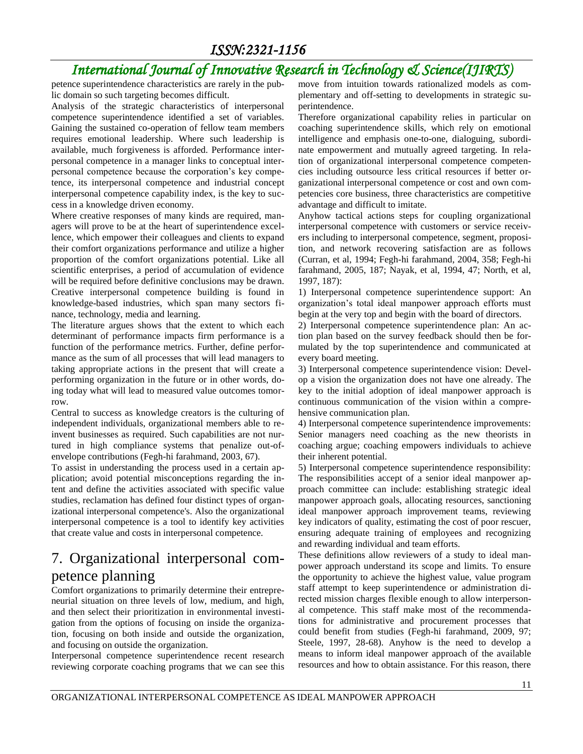petence superintendence characteristics are rarely in the public domain so such targeting becomes difficult.

Analysis of the strategic characteristics of interpersonal competence superintendence identified a set of variables. Gaining the sustained co-operation of fellow team members requires emotional leadership. Where such leadership is available, much forgiveness is afforded. Performance interpersonal competence in a manager links to conceptual interpersonal competence because the corporation's key competence, its interpersonal competence and industrial concept interpersonal competence capability index, is the key to success in a knowledge driven economy.

Where creative responses of many kinds are required, managers will prove to be at the heart of superintendence excellence, which empower their colleagues and clients to expand their comfort organizations performance and utilize a higher proportion of the comfort organizations potential. Like all scientific enterprises, a period of accumulation of evidence will be required before definitive conclusions may be drawn. Creative interpersonal competence building is found in knowledge-based industries, which span many sectors finance, technology, media and learning.

The literature argues shows that the extent to which each determinant of performance impacts firm performance is a function of the performance metrics. Further, define performance as the sum of all processes that will lead managers to taking appropriate actions in the present that will create a performing organization in the future or in other words, doing today what will lead to measured value outcomes tomorrow.

Central to success as knowledge creators is the culturing of independent individuals, organizational members able to reinvent businesses as required. Such capabilities are not nurtured in high compliance systems that penalize out-of-envelope contributions (Fegh-hi farahmand, 2003, 67).

To assist in understanding the process used in a certain application; avoid potential misconceptions regarding the intent and define the activities associated with specific value studies, reclamation has defined four distinct types of organizational interpersonal competence's. Also the organizational interpersonal competence is a tool to identify key activities that create value and costs in interpersonal competence.

# 7. Organizational interpersonal competence planning

Comfort organizations to primarily determine their entrepreneurial situation on three levels of low, medium, and high, and then select their prioritization in environmental investigation from the options of focusing on inside the organization, focusing on both inside and outside the organization, and focusing on outside the organization.

Interpersonal competence superintendence recent research reviewing corporate coaching programs that we can see this move from intuition towards rationalized models as complementary and off-setting to developments in strategic superintendence.

Therefore organizational capability relies in particular on coaching superintendence skills, which rely on emotional intelligence and emphasis one-to-one, dialoguing, subordinate empowerment and mutually agreed targeting. In relation of organizational interpersonal competence competencies including outsource less critical resources if better organizational interpersonal competence or cost and own competencies core business, three characteristics are competitive advantage and difficult to imitate.

Anyhow tactical actions steps for coupling organizational interpersonal competence with customers or service receivers including to interpersonal competence, segment, proposition, and network recovering satisfaction are as follows (Curran, et al, 1994; Fegh-hi farahmand, 2004, 358; Fegh-hi farahmand, 2005, 187; Nayak, et al, 1994, 47; North, et al, 1997, 187):

1) Interpersonal competence superintendence support: An organization's total ideal manpower approach efforts must begin at the very top and begin with the board of directors.

2) Interpersonal competence superintendence plan: An action plan based on the survey feedback should then be formulated by the top superintendence and communicated at every board meeting.

3) Interpersonal competence superintendence vision: Develop a vision the organization does not have one already. The key to the initial adoption of ideal manpower approach is continuous communication of the vision within a comprehensive communication plan.

4) Interpersonal competence superintendence improvements: Senior managers need coaching as the new theorists in coaching argue; coaching empowers individuals to achieve their inherent potential.

5) Interpersonal competence superintendence responsibility: The responsibilities accept of a senior ideal manpower approach committee can include: establishing strategic ideal manpower approach goals, allocating resources, sanctioning ideal manpower approach improvement teams, reviewing key indicators of quality, estimating the cost of poor rescuer, ensuring adequate training of employees and recognizing and rewarding individual and team efforts.

These definitions allow reviewers of a study to ideal manpower approach understand its scope and limits. To ensure the opportunity to achieve the highest value, value program staff attempt to keep superintendence or administration directed mission charges flexible enough to allow interpersonal competence. This staff make most of the recommendations for administrative and procurement processes that could benefit from studies (Fegh-hi farahmand, 2009, 97; Steele, 1997, 28-68). Anyhow is the need to develop a means to inform ideal manpower approach of the available resources and how to obtain assistance. For this reason, there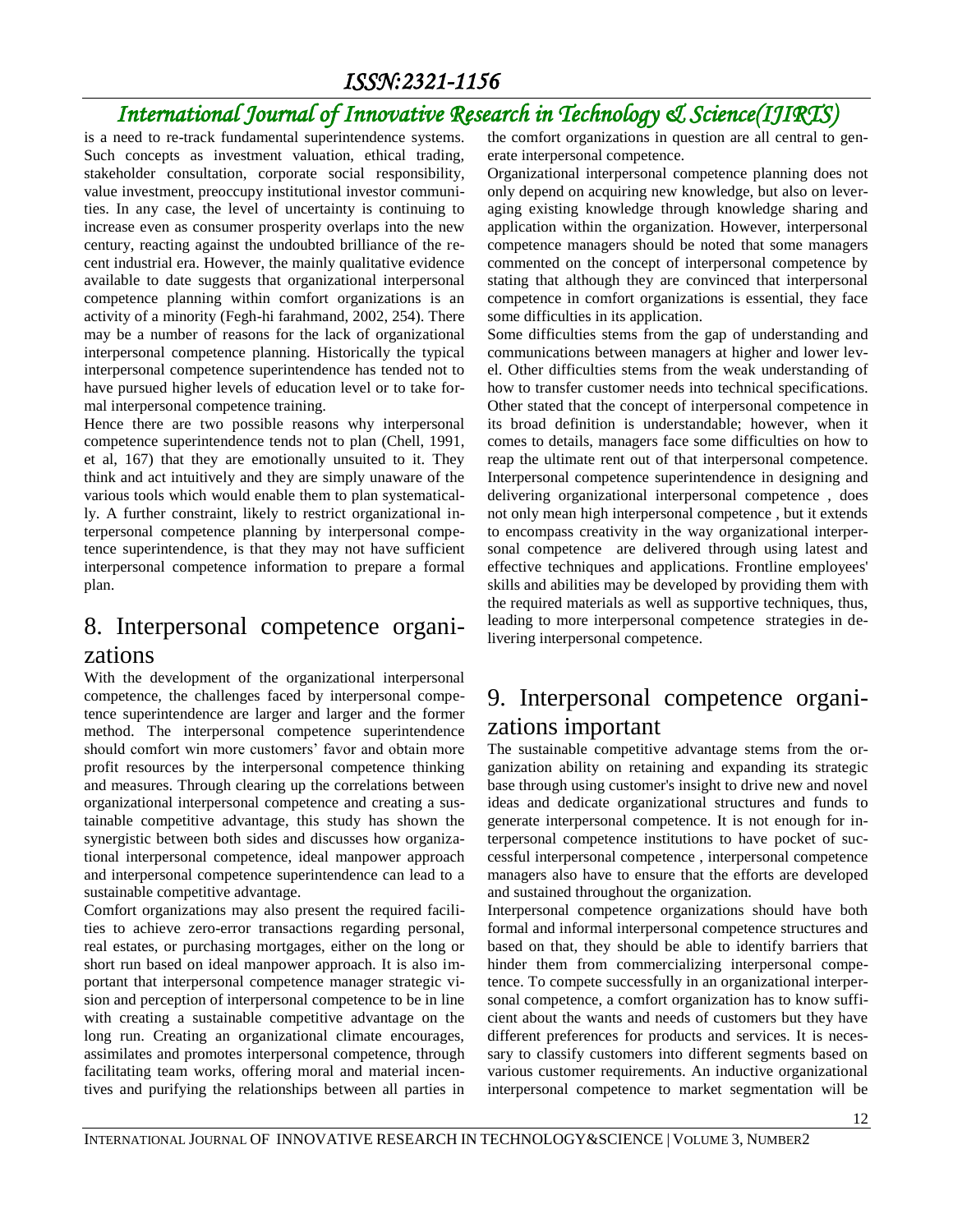is a need to re-track fundamental superintendence systems. Such concepts as investment valuation, ethical trading, stakeholder consultation, corporate social responsibility, value investment, preoccupy institutional investor communities. In any case, the level of uncertainty is continuing to increase even as consumer prosperity overlaps into the new century, reacting against the undoubted brilliance of the recent industrial era. However, the mainly qualitative evidence available to date suggests that organizational interpersonal competence planning within comfort organizations is an activity of a minority (Fegh-hi farahmand, 2002, 254). There may be a number of reasons for the lack of organizational interpersonal competence planning. Historically the typical interpersonal competence superintendence has tended not to have pursued higher levels of education level or to take formal interpersonal competence training.

Hence there are two possible reasons why interpersonal competence superintendence tends not to plan (Chell, 1991, et al, 167) that they are emotionally unsuited to it. They think and act intuitively and they are simply unaware of the various tools which would enable them to plan systematically. A further constraint, likely to restrict organizational interpersonal competence planning by interpersonal competence superintendence, is that they may not have sufficient interpersonal competence information to prepare a formal plan.

# 8. Interpersonal competence organizations

With the development of the organizational interpersonal competence, the challenges faced by interpersonal competence superintendence are larger and larger and the former method. The interpersonal competence superintendence should comfort win more customers' favor and obtain more profit resources by the interpersonal competence thinking and measures. Through clearing up the correlations between organizational interpersonal competence and creating a sustainable competitive advantage, this study has shown the synergistic between both sides and discusses how organizational interpersonal competence, ideal manpower approach and interpersonal competence superintendence can lead to a sustainable competitive advantage.

Comfort organizations may also present the required facilities to achieve zero-error transactions regarding personal, real estates, or purchasing mortgages, either on the long or short run based on ideal manpower approach. It is also important that interpersonal competence manager strategic vision and perception of interpersonal competence to be in line with creating a sustainable competitive advantage on the long run. Creating an organizational climate encourages, assimilates and promotes interpersonal competence, through facilitating team works, offering moral and material incentives and purifying the relationships between all parties in the comfort organizations in question are all central to generate interpersonal competence.

Organizational interpersonal competence planning does not only depend on acquiring new knowledge, but also on leveraging existing knowledge through knowledge sharing and application within the organization. However, interpersonal competence managers should be noted that some managers commented on the concept of interpersonal competence by stating that although they are convinced that interpersonal competence in comfort organizations is essential, they face some difficulties in its application.

Some difficulties stems from the gap of understanding and communications between managers at higher and lower level. Other difficulties stems from the weak understanding of how to transfer customer needs into technical specifications. Other stated that the concept of interpersonal competence in its broad definition is understandable; however, when it comes to details, managers face some difficulties on how to reap the ultimate rent out of that interpersonal competence. Interpersonal competence superintendence in designing and delivering organizational interpersonal competence , does not only mean high interpersonal competence , but it extends to encompass creativity in the way organizational interpersonal competence are delivered through using latest and effective techniques and applications. Frontline employees' skills and abilities may be developed by providing them with the required materials as well as supportive techniques, thus, leading to more interpersonal competence strategies in delivering interpersonal competence.

# 9. Interpersonal competence organizations important

The sustainable competitive advantage stems from the organization ability on retaining and expanding its strategic base through using customer's insight to drive new and novel ideas and dedicate organizational structures and funds to generate interpersonal competence. It is not enough for interpersonal competence institutions to have pocket of successful interpersonal competence , interpersonal competence managers also have to ensure that the efforts are developed and sustained throughout the organization.

Interpersonal competence organizations should have both formal and informal interpersonal competence structures and based on that, they should be able to identify barriers that hinder them from commercializing interpersonal competence. To compete successfully in an organizational interpersonal competence, a comfort organization has to know sufficient about the wants and needs of customers but they have different preferences for products and services. It is necessary to classify customers into different segments based on various customer requirements. An inductive organizational interpersonal competence to market segmentation will be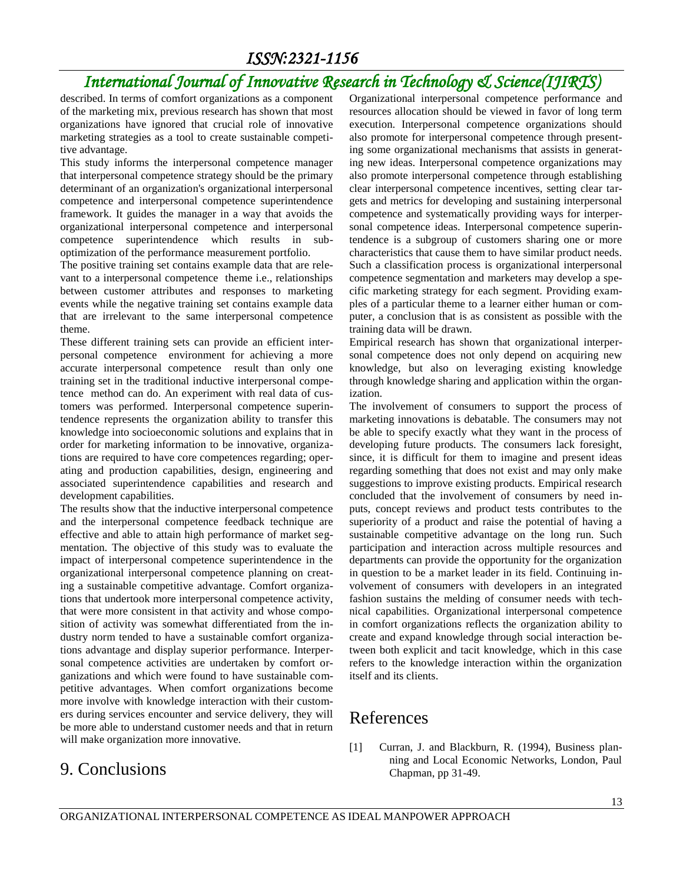described. In terms of comfort organizations as a component of the marketing mix, previous research has shown that most organizations have ignored that crucial role of innovative marketing strategies as a tool to create sustainable competitive advantage.

This study informs the interpersonal competence manager that interpersonal competence strategy should be the primary determinant of an organization's organizational interpersonal competence and interpersonal competence superintendence framework. It guides the manager in a way that avoids the organizational interpersonal competence and interpersonal competence superintendence which results in sub-optimization of the performance measurement portfolio.

The positive training set contains example data that are relevant to a interpersonal competence theme i.e., relationships between customer attributes and responses to marketing events while the negative training set contains example data that are irrelevant to the same interpersonal competence theme.

These different training sets can provide an efficient interpersonal competence environment for achieving a more accurate interpersonal competence result than only one training set in the traditional inductive interpersonal competence method can do. An experiment with real data of customers was performed. Interpersonal competence superintendence represents the organization ability to transfer this knowledge into socioeconomic solutions and explains that in order for marketing information to be innovative, organizations are required to have core competences regarding; operating and production capabilities, design, engineering and associated superintendence capabilities and research and development capabilities.

The results show that the inductive interpersonal competence and the interpersonal competence feedback technique are effective and able to attain high performance of market segmentation. The objective of this study was to evaluate the impact of interpersonal competence superintendence in the organizational interpersonal competence planning on creating a sustainable competitive advantage. Comfort organizations that undertook more interpersonal competence activity, that were more consistent in that activity and whose composition of activity was somewhat differentiated from the industry norm tended to have a sustainable comfort organizations advantage and display superior performance. Interpersonal competence activities are undertaken by comfort organizations and which were found to have sustainable competitive advantages. When comfort organizations become more involve with knowledge interaction with their customers during services encounter and service delivery, they will be more able to understand customer needs and that in return will make organization more innovative.

# 9. Conclusions

Organizational interpersonal competence performance and resources allocation should be viewed in favor of long term execution. Interpersonal competence organizations should also promote for interpersonal competence through presenting some organizational mechanisms that assists in generating new ideas. Interpersonal competence organizations may also promote interpersonal competence through establishing clear interpersonal competence incentives, setting clear targets and metrics for developing and sustaining interpersonal competence and systematically providing ways for interpersonal competence ideas. Interpersonal competence superintendence is a subgroup of customers sharing one or more characteristics that cause them to have similar product needs. Such a classification process is organizational interpersonal competence segmentation and marketers may develop a specific marketing strategy for each segment. Providing examples of a particular theme to a learner either human or computer, a conclusion that is as consistent as possible with the training data will be drawn.

Empirical research has shown that organizational interpersonal competence does not only depend on acquiring new knowledge, but also on leveraging existing knowledge through knowledge sharing and application within the organization.

The involvement of consumers to support the process of marketing innovations is debatable. The consumers may not be able to specify exactly what they want in the process of developing future products. The consumers lack foresight, since, it is difficult for them to imagine and present ideas regarding something that does not exist and may only make suggestions to improve existing products. Empirical research concluded that the involvement of consumers by need inputs, concept reviews and product tests contributes to the superiority of a product and raise the potential of having a sustainable competitive advantage on the long run. Such participation and interaction across multiple resources and departments can provide the opportunity for the organization in question to be a market leader in its field. Continuing involvement of consumers with developers in an integrated fashion sustains the melding of consumer needs with technical capabilities. Organizational interpersonal competence in comfort organizations reflects the organization ability to create and expand knowledge through social interaction between both explicit and tacit knowledge, which in this case refers to the knowledge interaction within the organization itself and its clients.

# References

[1] Curran, J. and Blackburn, R. (1994), Business planning and Local Economic Networks, London, Paul Chapman, pp 31-49.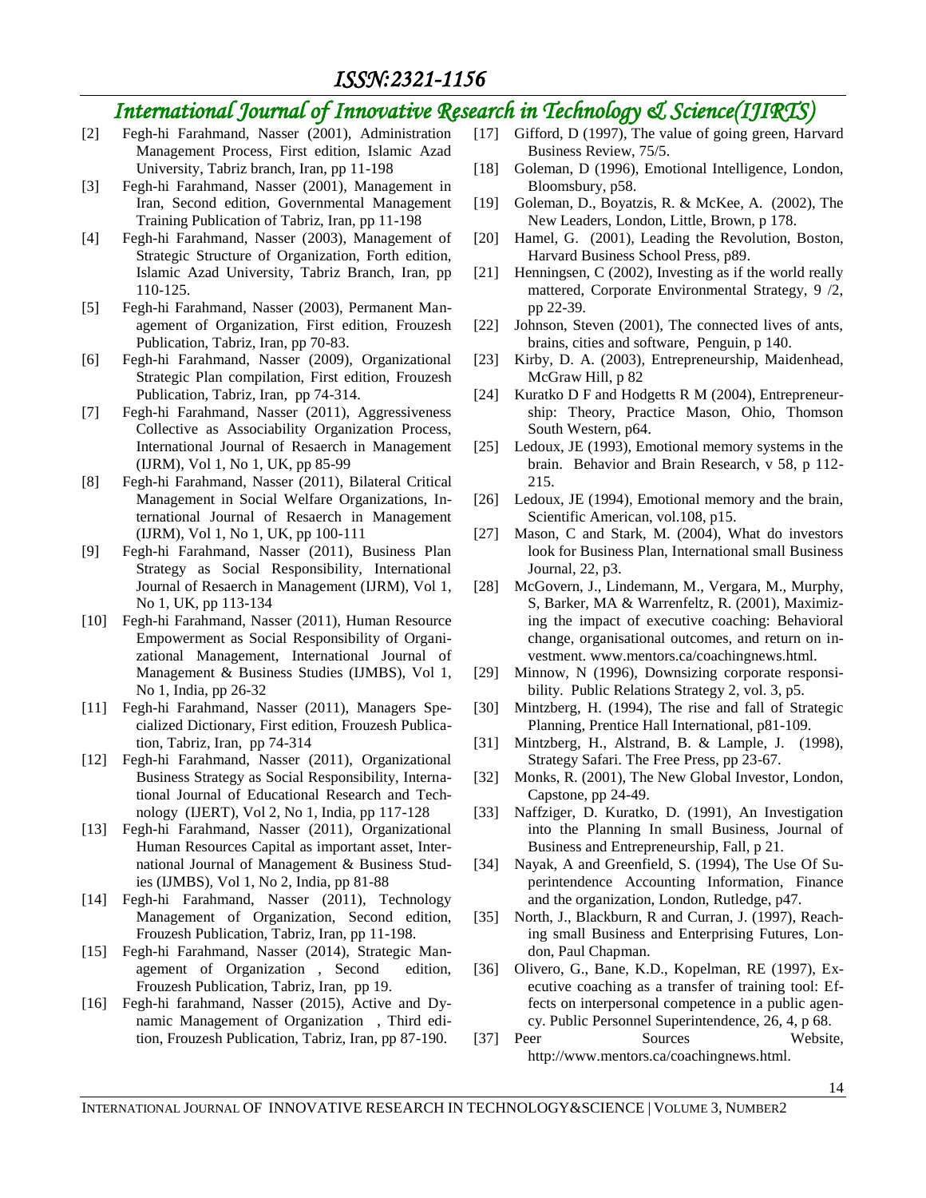[2] Fegh-hi Farahmand, Nasser (2001), Administration Management Process, First edition, Islamic Azad University, Tabriz branch, Iran, pp 11-198

[3] Fegh-hi Farahmand, Nasser (2001), Management in Iran, Second edition, Governmental Management Training Publication of Tabriz, Iran, pp 11-198

[4] Fegh-hi Farahmand, Nasser (2003), Management of Strategic Structure of Organization, Forth edition, Islamic Azad University, Tabriz Branch, Iran, pp 110-125.

[5] Fegh-hi Farahmand, Nasser (2003), Permanent Management of Organization, First edition, Frouzesh Publication, Tabriz, Iran, pp 70-83.

[6] Fegh-hi Farahmand, Nasser (2009), Organizational Strategic Plan compilation, First edition, Frouzesh Publication, Tabriz, Iran, pp 74-314.

[7] Fegh-hi Farahmand, Nasser (2011), Aggressiveness Collective as Associability Organization Process, International Journal of Resaerch in Management (IJRM), Vol 1, No 1, UK, pp 85-99

[8] Fegh-hi Farahmand, Nasser (2011), Bilateral Critical Management in Social Welfare Organizations, International Journal of Resaerch in Management (IJRM), Vol 1, No 1, UK, pp 100-111

[9] Fegh-hi Farahmand, Nasser (2011), Business Plan Strategy as Social Responsibility, International Journal of Resaerch in Management (IJRM), Vol 1, No 1, UK, pp 113-134

[10] Fegh-hi Farahmand, Nasser (2011), Human Resource Empowerment as Social Responsibility of Organizational Management, International Journal of Management & Business Studies (IJMBS), Vol 1, No 1, India, pp 26-32

[11] Fegh-hi Farahmand, Nasser (2011), Managers Specialized Dictionary, First edition, Frouzesh Publication, Tabriz, Iran, pp 74-314

[12] Fegh-hi Farahmand, Nasser (2011), Organizational Business Strategy as Social Responsibility, International Journal of Educational Research and Technology (IJERT), Vol 2, No 1, India, pp 117-128

[13] Fegh-hi Farahmand, Nasser (2011), Organizational Human Resources Capital as important asset, International Journal of Management & Business Studies (IJMBS), Vol 1, No 2, India, pp 81-88

[14] Fegh-hi Farahmand, Nasser (2011), Technology Management of Organization, Second edition, Frouzesh Publication, Tabriz, Iran, pp 11-198.

[15] Fegh-hi Farahmand, Nasser (2014), Strategic Management of Organization , Second edition, Frouzesh Publication, Tabriz, Iran, pp 19.

[16] Fegh-hi farahmand, Nasser (2015), Active and Dynamic Management of Organization , Third edition, Frouzesh Publication, Tabriz, Iran, pp 87-190.

[17] Gifford, D (1997), The value of going green, Harvard Business Review, 75/5.

[18] Goleman, D (1996), Emotional Intelligence, London, Bloomsbury, p58.

[19] Goleman, D., Boyatzis, R. & McKee, A. (2002), The New Leaders, London, Little, Brown, p 178.

[20] Hamel, G. (2001), Leading the Revolution, Boston, Harvard Business School Press, p89.

[21] Henningsen, C (2002), Investing as if the world really mattered, Corporate Environmental Strategy, 9 /2, pp 22-39.

[22] Johnson, Steven (2001), The connected lives of ants, brains, cities and software, Penguin, p 140.

[23] Kirby, D. A. (2003), Entrepreneurship, Maidenhead, McGraw Hill, p 82

[24] Kuratko D F and Hodgetts R M (2004), Entrepreneurship: Theory, Practice Mason, Ohio, Thomson South Western, p64.

[25] Ledoux, JE (1993), Emotional memory systems in the brain. Behavior and Brain Research, v 58, p 112-215.

[26] Ledoux, JE (1994), Emotional memory and the brain, Scientific American, vol.108, p15.

[27] Mason, C and Stark, M. (2004), What do investors look for Business Plan, International small Business Journal, 22, p3.

[28] McGovern, J., Lindemann, M., Vergara, M., Murphy, S, Barker, MA & Warrenfeltz, R. (2001), Maximizing the impact of executive coaching: Behavioral change, organisational outcomes, and return on investment. www.mentors.ca/coachingnews.html.

[29] Minnow, N (1996), Downsizing corporate responsibility. Public Relations Strategy 2, vol. 3, p5.

[30] Mintzberg, H. (1994), The rise and fall of Strategic Planning, Prentice Hall International, p81-109.

[31] Mintzberg, H., Alstrand, B. & Lample, J. (1998), Strategy Safari. The Free Press, pp 23-67.

[32] Monks, R. (2001), The New Global Investor, London, Capstone, pp 24-49.

[33] Naffziger, D. Kuratko, D. (1991), An Investigation into the Planning In small Business, Journal of Business and Entrepreneurship, Fall, p 21.

[34] Nayak, A and Greenfield, S. (1994), The Use Of Superintendence Accounting Information, Finance and the organization, London, Rutledge, p47.

[35] North, J., Blackburn, R and Curran, J. (1997), Reaching small Business and Enterprising Futures, London, Paul Chapman.

[36] Olivero, G., Bane, K.D., Kopelman, RE (1997), Executive coaching as a transfer of training tool: Effects on interpersonal competence in a public agency. Public Personnel Superintendence, 26, 4, p 68.

[37] Peer Sources Website, http://www.mentors.ca/coachingnews.html.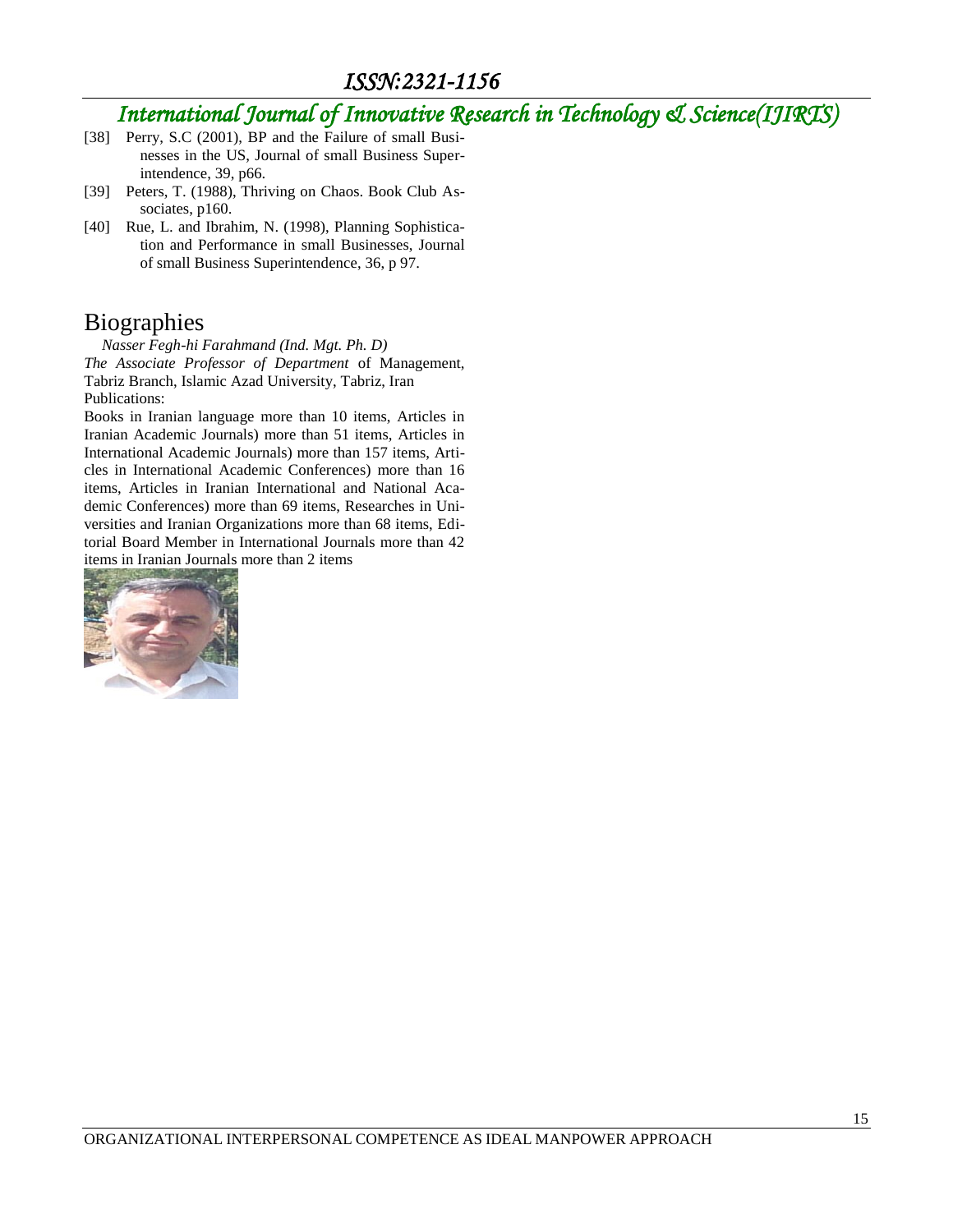[38] Perry, S.C (2001), BP and the Failure of small Businesses in the US, Journal of small Business Superintendence, 39, p66.

[39] Peters, T. (1988), Thriving on Chaos. Book Club Associates, p160.

[40] Rue, L. and Ibrahim, N. (1998), Planning Sophistication and Performance in small Businesses, Journal of small Business Superintendence, 36, p 97.

# Biographies

*Nasser Fegh-hi Farahmand (Ind. Mgt. Ph. D)*

*The Associate Professor of Department* of Management, Tabriz Branch, Islamic Azad University, Tabriz, Iran

Publications:

Books in Iranian language more than 10 items, Articles in Iranian Academic Journals) more than 51 items, Articles in International Academic Journals) more than 157 items, Articles in International Academic Conferences) more than 16 items, Articles in Iranian International and National Academic Conferences) more than 69 items, Researches in Universities and Iranian Organizations more than 68 items, Editorial Board Member in International Journals more than 42 items in Iranian Journals more than 2 items